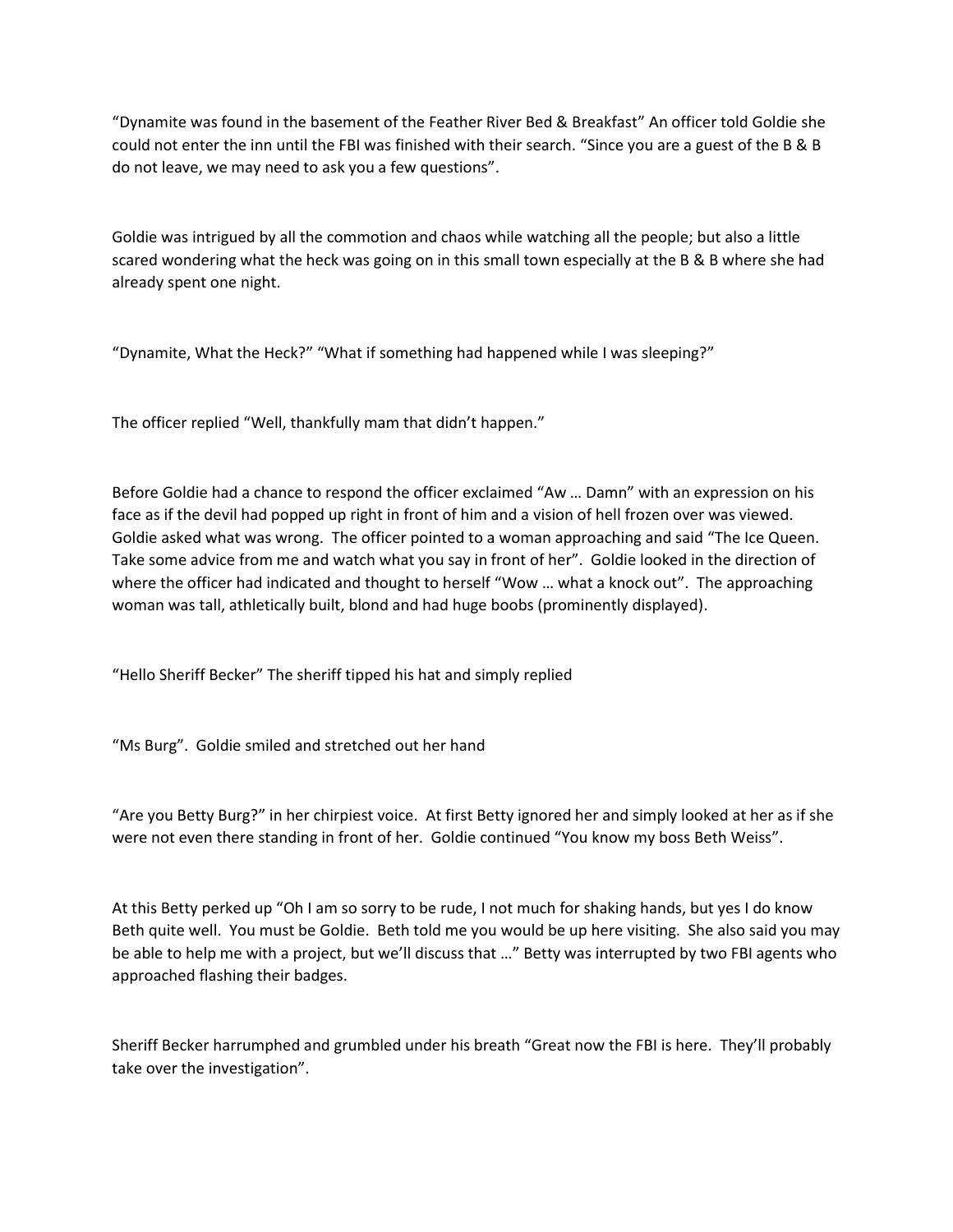“Dynamite was found in the basement of the Feather River Bed & Breakfast” An officer told Goldie she could not enter the inn until the FBI was finished with their search. “Since you are a guest of the B & B do not leave, we may need to ask you a few questions”.

Goldie was intrigued by all the commotion and chaos while watching all the people; but also a little scared wondering what the heck was going on in this small town especially at the B & B where she had already spent one night.

“Dynamite, What the Heck?” “What if something had happened while I was sleeping?”

The officer replied “Well, thankfully mam that didn’t happen.”

Before Goldie had a chance to respond the officer exclaimed “Aw … Damn” with an expression on his face as if the devil had popped up right in front of him and a vision of hell frozen over was viewed. Goldie asked what was wrong. The officer pointed to a woman approaching and said “The Ice Queen. Take some advice from me and watch what you say in front of her”. Goldie looked in the direction of where the officer had indicated and thought to herself “Wow … what a knock out”. The approaching woman was tall, athletically built, blond and had huge boobs (prominently displayed).

“Hello Sheriff Becker” The sheriff tipped his hat and simply replied

“Ms Burg”. Goldie smiled and stretched out her hand

“Are you Betty Burg?” in her chirpiest voice. At first Betty ignored her and simply looked at her as if she were not even there standing in front of her. Goldie continued “You know my boss Beth Weiss”.

At this Betty perked up “Oh I am so sorry to be rude, I not much for shaking hands, but yes I do know Beth quite well. You must be Goldie. Beth told me you would be up here visiting. She also said you may be able to help me with a project, but we’ll discuss that …” Betty was interrupted by two FBI agents who approached flashing their badges.

Sheriff Becker harrumphed and grumbled under his breath “Great now the FBI is here. They’ll probably take over the investigation”.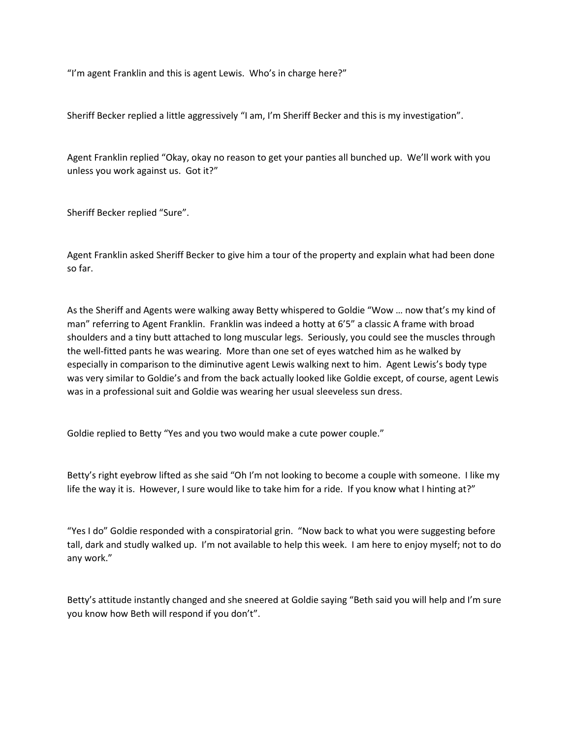"I'm agent Franklin and this is agent Lewis. Who's in charge here?"

Sheriff Becker replied a little aggressively "I am, I'm Sheriff Becker and this is my investigation".

Agent Franklin replied "Okay, okay no reason to get your panties all bunched up. We'll work with you unless you work against us. Got it?"

Sheriff Becker replied "Sure".

Agent Franklin asked Sheriff Becker to give him a tour of the property and explain what had been done so far.

As the Sheriff and Agents were walking away Betty whispered to Goldie "Wow … now that's my kind of man" referring to Agent Franklin. Franklin was indeed a hotty at 6'5" a classic A frame with broad shoulders and a tiny butt attached to long muscular legs. Seriously, you could see the muscles through the well-fitted pants he was wearing. More than one set of eyes watched him as he walked by especially in comparison to the diminutive agent Lewis walking next to him. Agent Lewis's body type was very similar to Goldie's and from the back actually looked like Goldie except, of course, agent Lewis was in a professional suit and Goldie was wearing her usual sleeveless sun dress.

Goldie replied to Betty "Yes and you two would make a cute power couple."

Betty's right eyebrow lifted as she said "Oh I'm not looking to become a couple with someone. I like my life the way it is. However, I sure would like to take him for a ride. If you know what I hinting at?"

"Yes I do" Goldie responded with a conspiratorial grin. "Now back to what you were suggesting before tall, dark and studly walked up. I'm not available to help this week. I am here to enjoy myself; not to do any work."

Betty's attitude instantly changed and she sneered at Goldie saying "Beth said you will help and I'm sure you know how Beth will respond if you don't".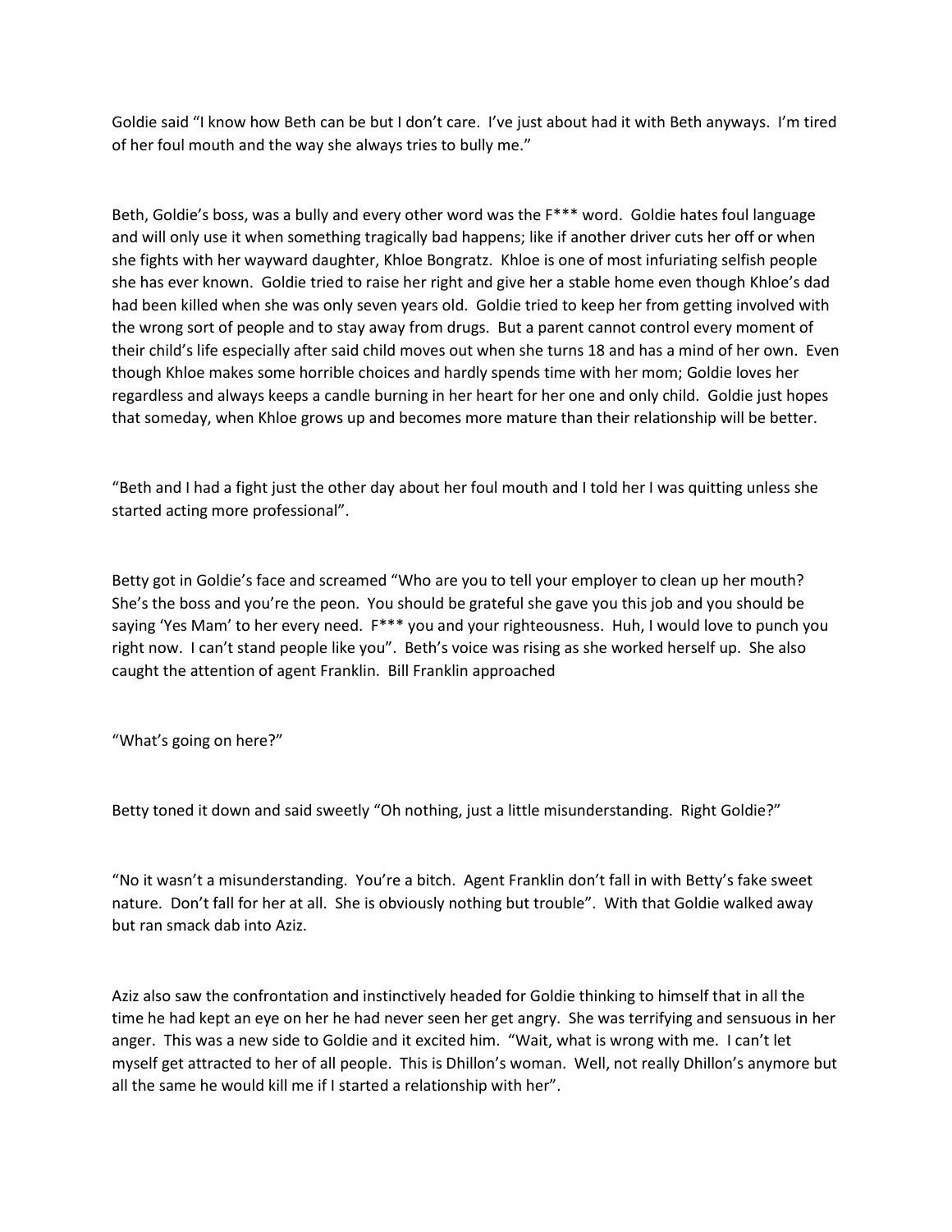Goldie said "I know how Beth can be but I don't care. I've just about had it with Beth anyways. I'm tired of her foul mouth and the way she always tries to bully me."

Beth, Goldie's boss, was a bully and every other word was the F*** word. Goldie hates foul language and will only use it when something tragically bad happens; like if another driver cuts her off or when she fights with her wayward daughter, Khloe Bongratz. Khloe is one of most infuriating selfish people she has ever known. Goldie tried to raise her right and give her a stable home even though Khloe's dad had been killed when she was only seven years old. Goldie tried to keep her from getting involved with the wrong sort of people and to stay away from drugs. But a parent cannot control every moment of their child's life especially after said child moves out when she turns 18 and has a mind of her own. Even though Khloe makes some horrible choices and hardly spends time with her mom; Goldie loves her regardless and always keeps a candle burning in her heart for her one and only child. Goldie just hopes that someday, when Khloe grows up and becomes more mature than their relationship will be better.

"Beth and I had a fight just the other day about her foul mouth and I told her I was quitting unless she started acting more professional".

Betty got in Goldie's face and screamed "Who are you to tell your employer to clean up her mouth? She's the boss and you're the peon. You should be grateful she gave you this job and you should be saying 'Yes Mam' to her every need. F*** you and your righteousness. Huh, I would love to punch you right now. I can't stand people like you". Beth's voice was rising as she worked herself up. She also caught the attention of agent Franklin. Bill Franklin approached

"What's going on here?"

Betty toned it down and said sweetly "Oh nothing, just a little misunderstanding. Right Goldie?"

"No it wasn't a misunderstanding. You're a bitch. Agent Franklin don't fall in with Betty's fake sweet nature. Don't fall for her at all. She is obviously nothing but trouble". With that Goldie walked away but ran smack dab into Aziz.

Aziz also saw the confrontation and instinctively headed for Goldie thinking to himself that in all the time he had kept an eye on her he had never seen her get angry. She was terrifying and sensuous in her anger. This was a new side to Goldie and it excited him. "Wait, what is wrong with me. I can't let myself get attracted to her of all people. This is Dhillon's woman. Well, not really Dhillon's anymore but all the same he would kill me if I started a relationship with her".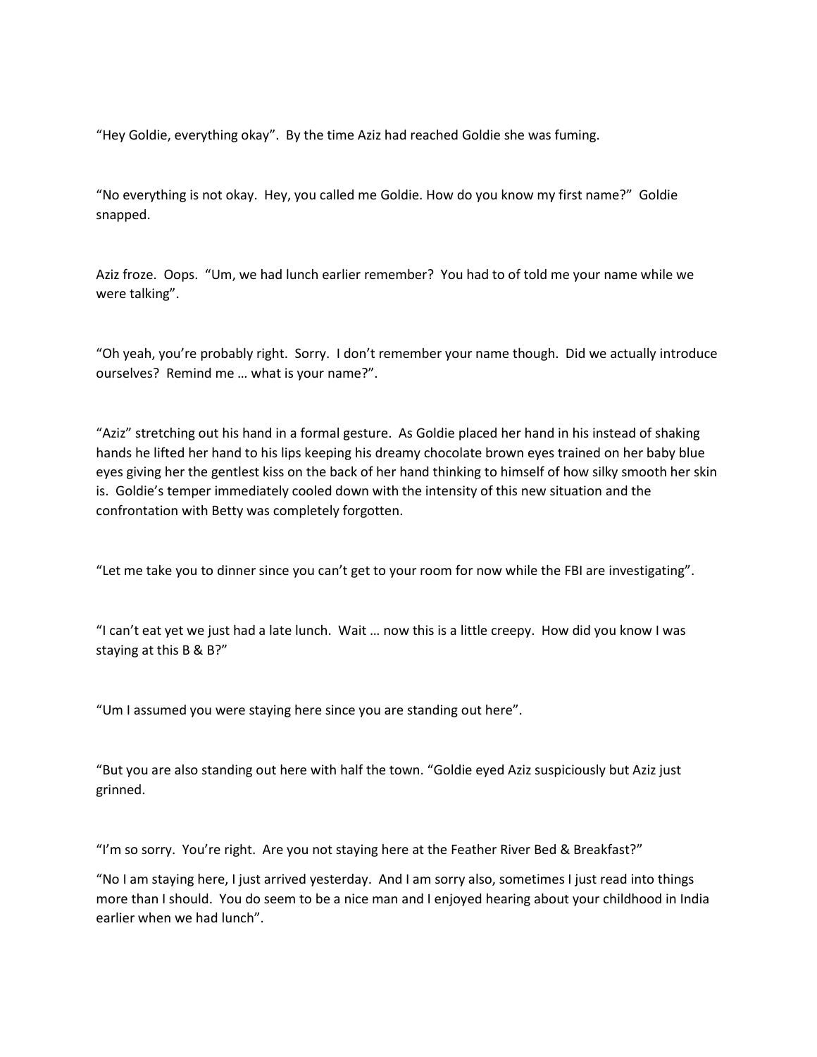"Hey Goldie, everything okay". By the time Aziz had reached Goldie she was fuming.

"No everything is not okay. Hey, you called me Goldie. How do you know my first name?" Goldie snapped.

Aziz froze. Oops. "Um, we had lunch earlier remember? You had to of told me your name while we were talking".

"Oh yeah, you're probably right. Sorry. I don't remember your name though. Did we actually introduce ourselves? Remind me … what is your name?".

"Aziz" stretching out his hand in a formal gesture. As Goldie placed her hand in his instead of shaking hands he lifted her hand to his lips keeping his dreamy chocolate brown eyes trained on her baby blue eyes giving her the gentlest kiss on the back of her hand thinking to himself of how silky smooth her skin is. Goldie's temper immediately cooled down with the intensity of this new situation and the confrontation with Betty was completely forgotten.

"Let me take you to dinner since you can't get to your room for now while the FBI are investigating".

"I can't eat yet we just had a late lunch. Wait … now this is a little creepy. How did you know I was staying at this B & B?"

"Um I assumed you were staying here since you are standing out here".

"But you are also standing out here with half the town. "Goldie eyed Aziz suspiciously but Aziz just grinned.

"I'm so sorry. You're right. Are you not staying here at the Feather River Bed & Breakfast?"

"No I am staying here, I just arrived yesterday. And I am sorry also, sometimes I just read into things more than I should. You do seem to be a nice man and I enjoyed hearing about your childhood in India earlier when we had lunch".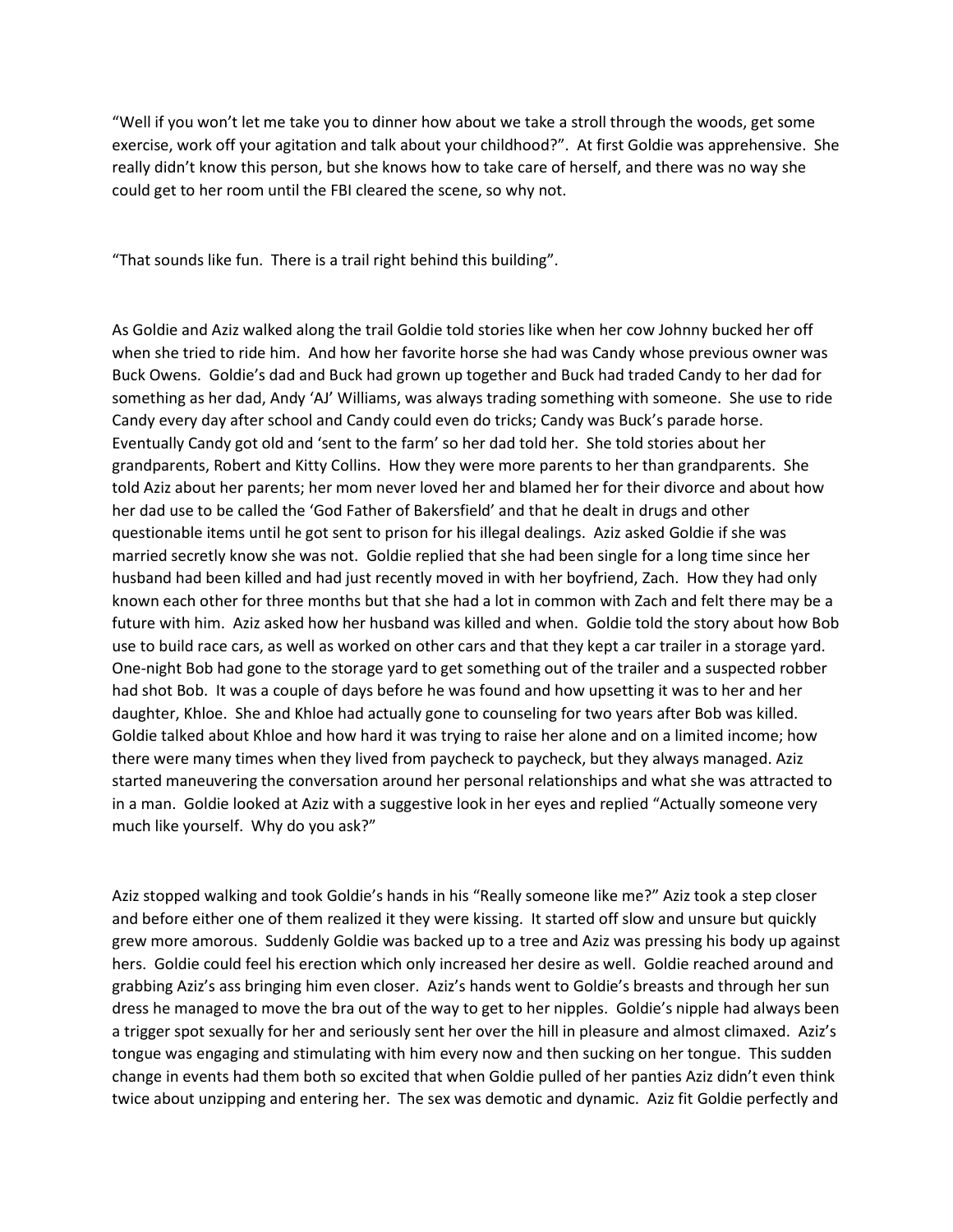"Well if you won't let me take you to dinner how about we take a stroll through the woods, get some exercise, work off your agitation and talk about your childhood?". At first Goldie was apprehensive. She really didn't know this person, but she knows how to take care of herself, and there was no way she could get to her room until the FBI cleared the scene, so why not.

"That sounds like fun. There is a trail right behind this building".

As Goldie and Aziz walked along the trail Goldie told stories like when her cow Johnny bucked her off when she tried to ride him. And how her favorite horse she had was Candy whose previous owner was Buck Owens. Goldie's dad and Buck had grown up together and Buck had traded Candy to her dad for something as her dad, Andy 'AJ' Williams, was always trading something with someone. She use to ride Candy every day after school and Candy could even do tricks; Candy was Buck's parade horse. Eventually Candy got old and 'sent to the farm' so her dad told her. She told stories about her grandparents, Robert and Kitty Collins. How they were more parents to her than grandparents. She told Aziz about her parents; her mom never loved her and blamed her for their divorce and about how her dad use to be called the 'God Father of Bakersfield' and that he dealt in drugs and other questionable items until he got sent to prison for his illegal dealings. Aziz asked Goldie if she was married secretly know she was not. Goldie replied that she had been single for a long time since her husband had been killed and had just recently moved in with her boyfriend, Zach. How they had only known each other for three months but that she had a lot in common with Zach and felt there may be a future with him. Aziz asked how her husband was killed and when. Goldie told the story about how Bob use to build race cars, as well as worked on other cars and that they kept a car trailer in a storage yard. One-night Bob had gone to the storage yard to get something out of the trailer and a suspected robber had shot Bob. It was a couple of days before he was found and how upsetting it was to her and her daughter, Khloe. She and Khloe had actually gone to counseling for two years after Bob was killed. Goldie talked about Khloe and how hard it was trying to raise her alone and on a limited income; how there were many times when they lived from paycheck to paycheck, but they always managed. Aziz started maneuvering the conversation around her personal relationships and what she was attracted to in a man. Goldie looked at Aziz with a suggestive look in her eyes and replied "Actually someone very much like yourself. Why do you ask?"

Aziz stopped walking and took Goldie's hands in his "Really someone like me?" Aziz took a step closer and before either one of them realized it they were kissing. It started off slow and unsure but quickly grew more amorous. Suddenly Goldie was backed up to a tree and Aziz was pressing his body up against hers. Goldie could feel his erection which only increased her desire as well. Goldie reached around and grabbing Aziz's ass bringing him even closer. Aziz's hands went to Goldie's breasts and through her sun dress he managed to move the bra out of the way to get to her nipples. Goldie's nipple had always been a trigger spot sexually for her and seriously sent her over the hill in pleasure and almost climaxed. Aziz's tongue was engaging and stimulating with him every now and then sucking on her tongue. This sudden change in events had them both so excited that when Goldie pulled of her panties Aziz didn't even think twice about unzipping and entering her. The sex was demotic and dynamic. Aziz fit Goldie perfectly and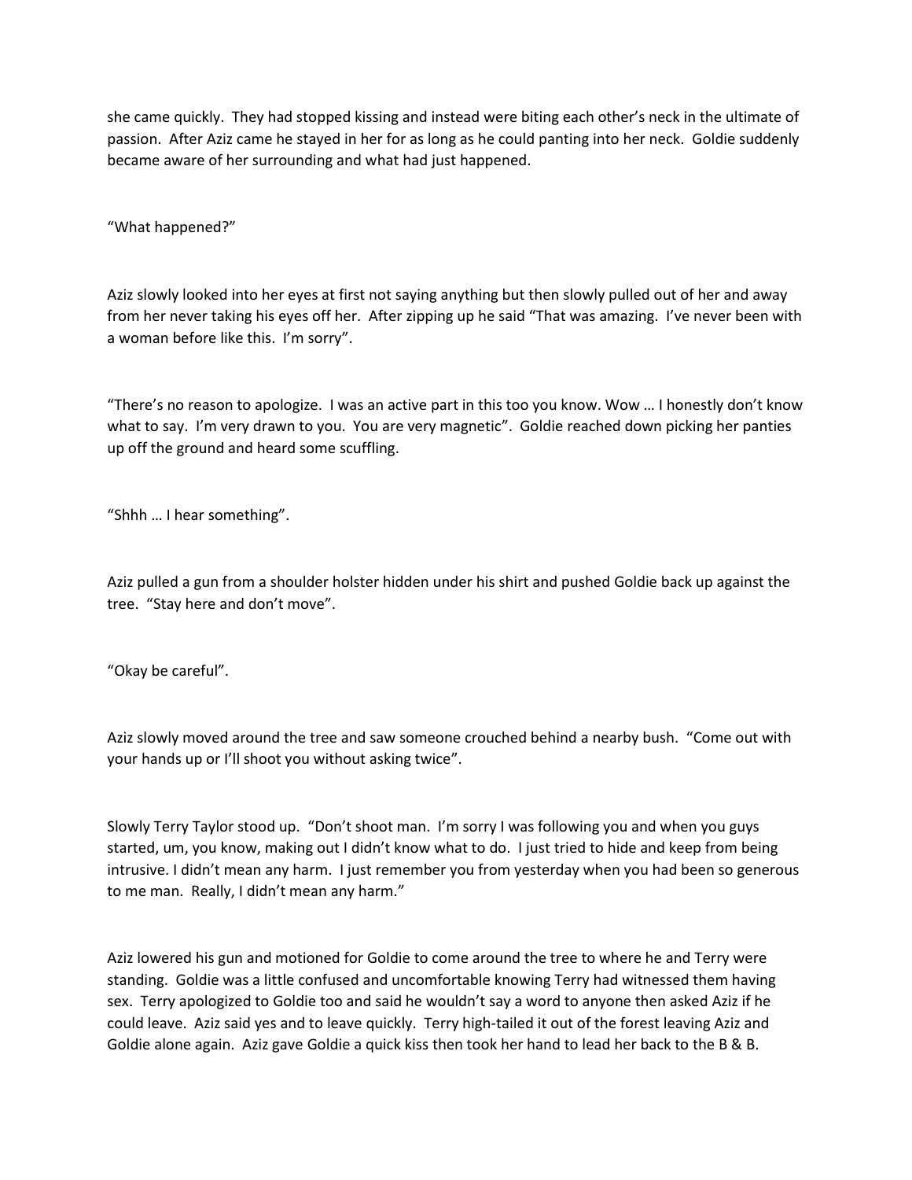she came quickly. They had stopped kissing and instead were biting each other's neck in the ultimate of passion. After Aziz came he stayed in her for as long as he could panting into her neck. Goldie suddenly became aware of her surrounding and what had just happened.

"What happened?"

Aziz slowly looked into her eyes at first not saying anything but then slowly pulled out of her and away from her never taking his eyes off her. After zipping up he said "That was amazing. I've never been with a woman before like this. I'm sorry".

"There's no reason to apologize. I was an active part in this too you know. Wow … I honestly don't know what to say. I'm very drawn to you. You are very magnetic". Goldie reached down picking her panties up off the ground and heard some scuffling.

"Shhh … I hear something".

Aziz pulled a gun from a shoulder holster hidden under his shirt and pushed Goldie back up against the tree. "Stay here and don't move".

"Okay be careful".

Aziz slowly moved around the tree and saw someone crouched behind a nearby bush. "Come out with your hands up or I'll shoot you without asking twice".

Slowly Terry Taylor stood up. "Don't shoot man. I'm sorry I was following you and when you guys started, um, you know, making out I didn't know what to do. I just tried to hide and keep from being intrusive. I didn't mean any harm. I just remember you from yesterday when you had been so generous to me man. Really, I didn't mean any harm."

Aziz lowered his gun and motioned for Goldie to come around the tree to where he and Terry were standing. Goldie was a little confused and uncomfortable knowing Terry had witnessed them having sex. Terry apologized to Goldie too and said he wouldn't say a word to anyone then asked Aziz if he could leave. Aziz said yes and to leave quickly. Terry high-tailed it out of the forest leaving Aziz and Goldie alone again. Aziz gave Goldie a quick kiss then took her hand to lead her back to the B & B.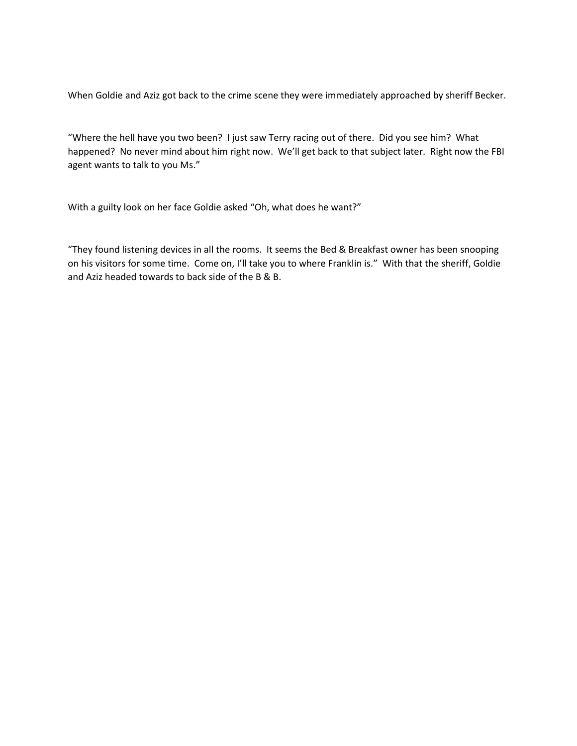When Goldie and Aziz got back to the crime scene they were immediately approached by sheriff Becker.

“Where the hell have you two been? I just saw Terry racing out of there. Did you see him? What happened? No never mind about him right now. We’ll get back to that subject later. Right now the FBI agent wants to talk to you Ms.”

With a guilty look on her face Goldie asked “Oh, what does he want?”

“They found listening devices in all the rooms. It seems the Bed & Breakfast owner has been snooping on his visitors for some time. Come on, I’ll take you to where Franklin is.” With that the sheriff, Goldie and Aziz headed towards to back side of the B & B.